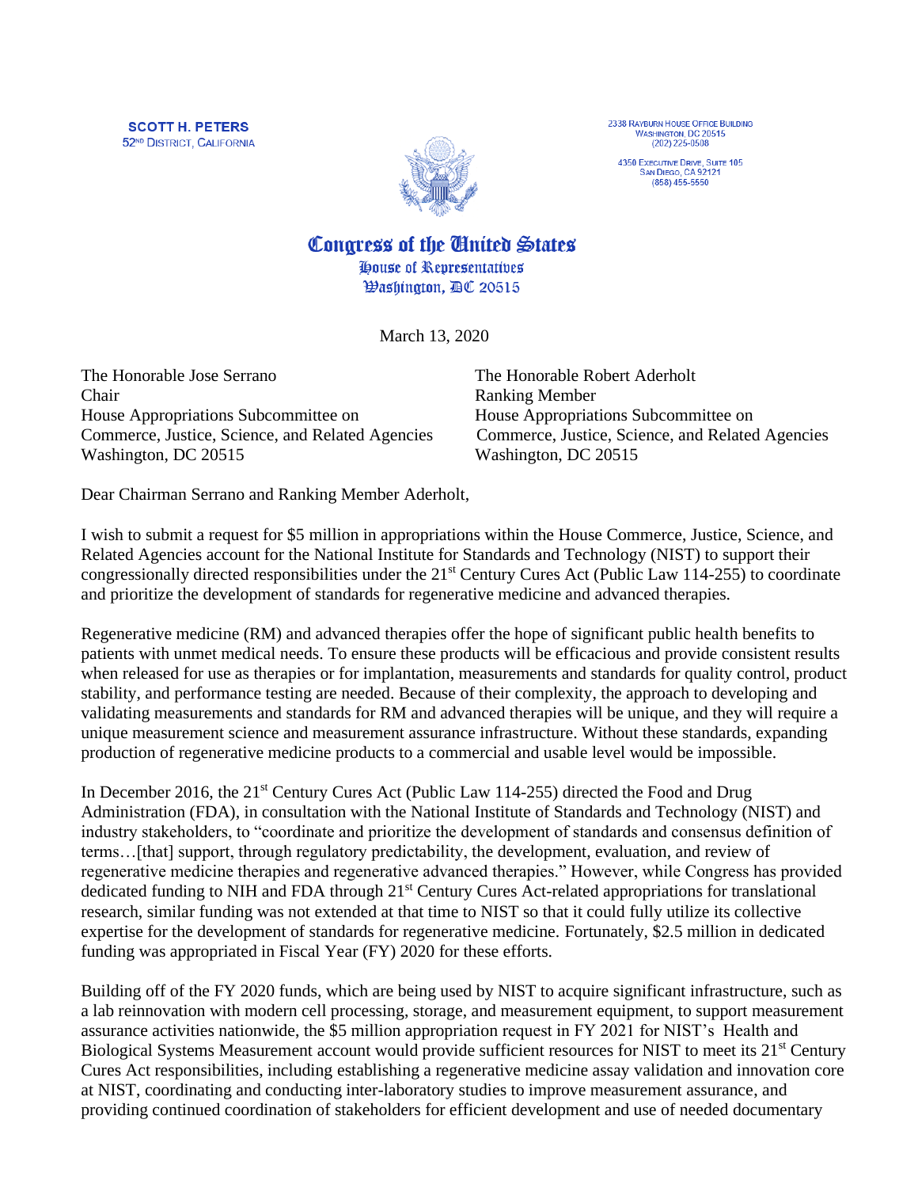**SCOTT H. PETERS**
52ND DISTRICT, CALIFORNIA

2338 RAYBURN HOUSE OFFICE BUILDING
WASHINGTON, DC 20515
(202) 225-0508

4350 EXECUTIVE DRIVE, SUITE 105
SAN DIEGO, CA 92121
(858) 455-5550

**Congress of the United States**
House of Representatives
Washington, DC 20515

March 13, 2020

The Honorable Jose Serrano
Chair
House Appropriations Subcommittee on
Commerce, Justice, Science, and Related Agencies
Washington, DC 20515

The Honorable Robert Aderholt
Ranking Member
House Appropriations Subcommittee on
Commerce, Justice, Science, and Related Agencies
Washington, DC 20515

Dear Chairman Serrano and Ranking Member Aderholt,

I wish to submit a request for $5 million in appropriations within the House Commerce, Justice, Science, and Related Agencies account for the National Institute for Standards and Technology (NIST) to support their congressionally directed responsibilities under the 21st Century Cures Act (Public Law 114-255) to coordinate and prioritize the development of standards for regenerative medicine and advanced therapies.

Regenerative medicine (RM) and advanced therapies offer the hope of significant public health benefits to patients with unmet medical needs. To ensure these products will be efficacious and provide consistent results when released for use as therapies or for implantation, measurements and standards for quality control, product stability, and performance testing are needed. Because of their complexity, the approach to developing and validating measurements and standards for RM and advanced therapies will be unique, and they will require a unique measurement science and measurement assurance infrastructure. Without these standards, expanding production of regenerative medicine products to a commercial and usable level would be impossible.

In December 2016, the 21st Century Cures Act (Public Law 114-255) directed the Food and Drug Administration (FDA), in consultation with the National Institute of Standards and Technology (NIST) and industry stakeholders, to "coordinate and prioritize the development of standards and consensus definition of terms…[that] support, through regulatory predictability, the development, evaluation, and review of regenerative medicine therapies and regenerative advanced therapies." However, while Congress has provided dedicated funding to NIH and FDA through 21st Century Cures Act-related appropriations for translational research, similar funding was not extended at that time to NIST so that it could fully utilize its collective expertise for the development of standards for regenerative medicine. Fortunately, $2.5 million in dedicated funding was appropriated in Fiscal Year (FY) 2020 for these efforts.

Building off of the FY 2020 funds, which are being used by NIST to acquire significant infrastructure, such as a lab reinnovation with modern cell processing, storage, and measurement equipment, to support measurement assurance activities nationwide, the $5 million appropriation request in FY 2021 for NIST's Health and Biological Systems Measurement account would provide sufficient resources for NIST to meet its 21st Century Cures Act responsibilities, including establishing a regenerative medicine assay validation and innovation core at NIST, coordinating and conducting inter-laboratory studies to improve measurement assurance, and providing continued coordination of stakeholders for efficient development and use of needed documentary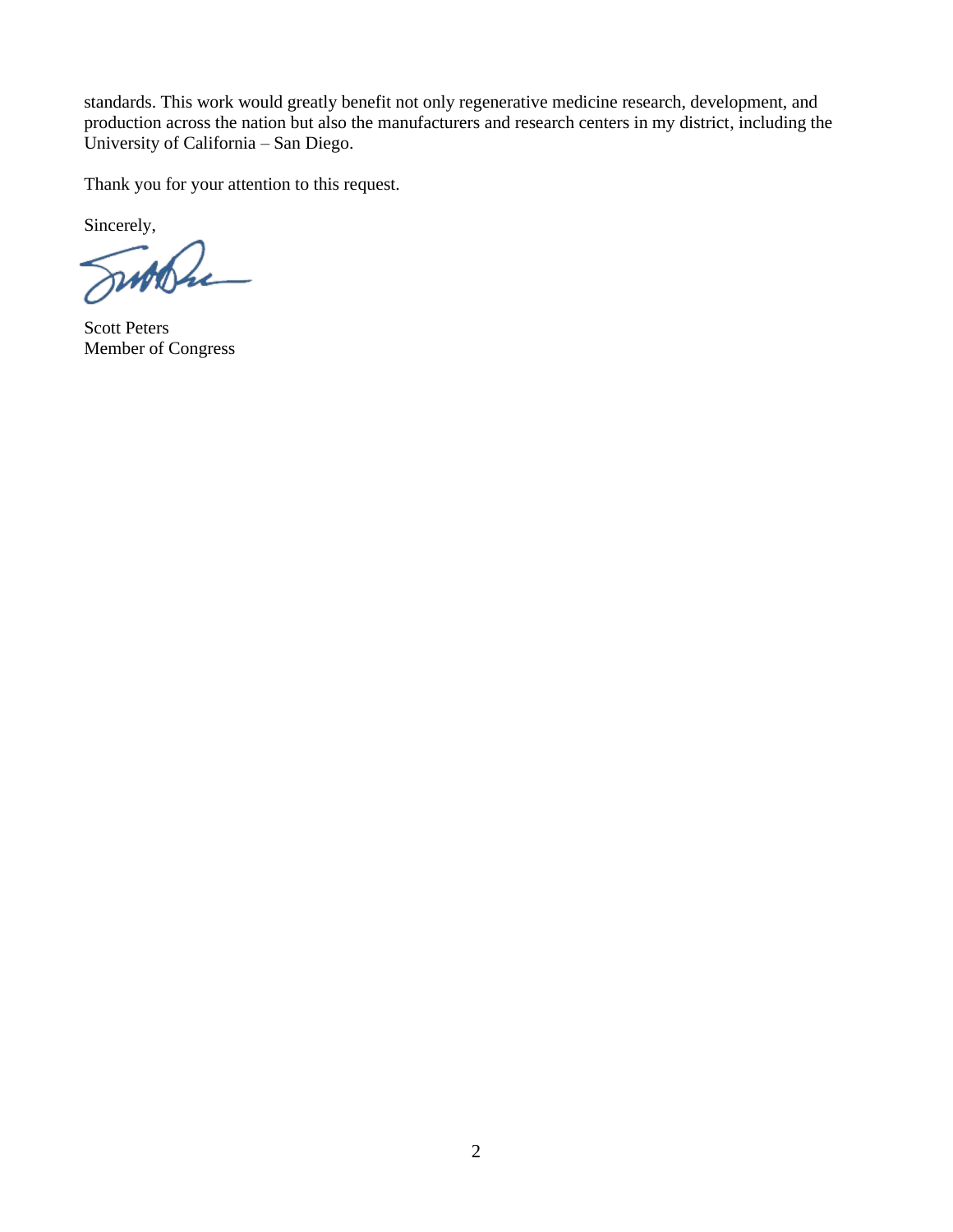standards. This work would greatly benefit not only regenerative medicine research, development, and production across the nation but also the manufacturers and research centers in my district, including the University of California – San Diego.

Thank you for your attention to this request.

Sincerely,

Scott Peters
Member of Congress